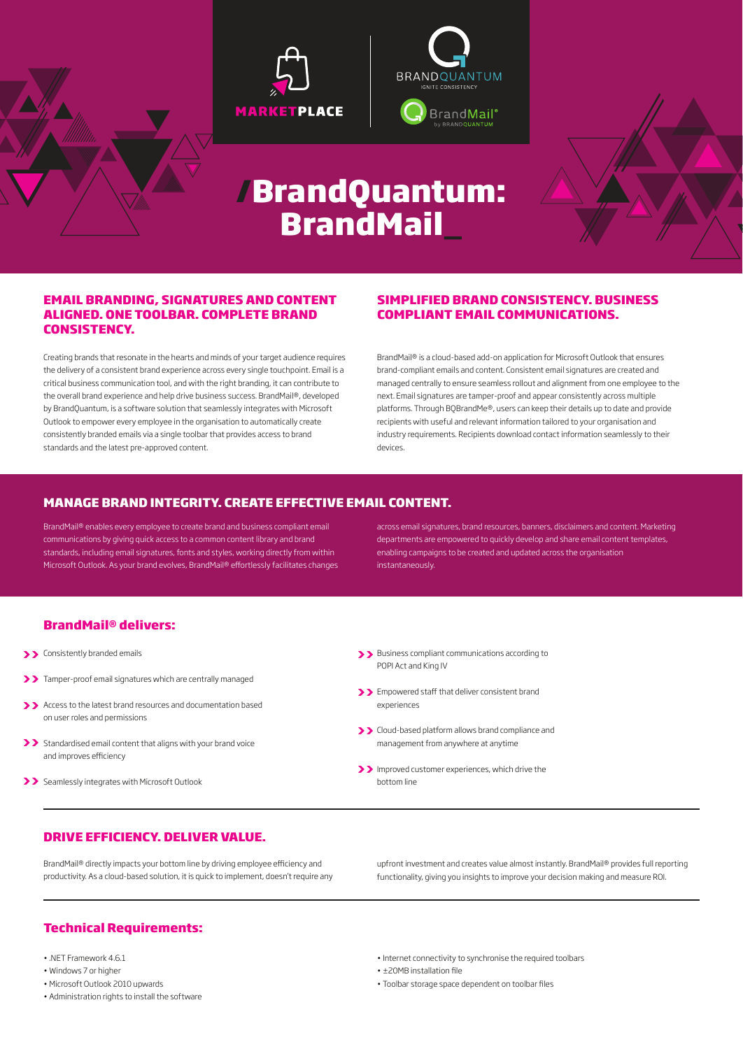MARKETPLACE

BRANDQUANTUM
IGNITE CONSISTENCY

BrandMail®
by BRANDQUANTUM

# /BrandQuantum: BrandMail_

## EMAIL BRANDING, SIGNATURES AND CONTENT ALIGNED. ONE TOOLBAR. COMPLETE BRAND CONSISTENCY.

Creating brands that resonate in the hearts and minds of your target audience requires the delivery of a consistent brand experience across every single touchpoint. Email is a critical business communication tool, and with the right branding, it can contribute to the overall brand experience and help drive business success. BrandMail®, developed by BrandQuantum, is a software solution that seamlessly integrates with Microsoft Outlook to empower every employee in the organisation to automatically create consistently branded emails via a single toolbar that provides access to brand standards and the latest pre-approved content.

## SIMPLIFIED BRAND CONSISTENCY. BUSINESS COMPLIANT EMAIL COMMUNICATIONS.

BrandMail® is a cloud-based add-on application for Microsoft Outlook that ensures brand-compliant emails and content. Consistent email signatures are created and managed centrally to ensure seamless rollout and alignment from one employee to the next. Email signatures are tamper-proof and appear consistently across multiple platforms. Through BQBrandMe®, users can keep their details up to date and provide recipients with useful and relevant information tailored to your organisation and industry requirements. Recipients download contact information seamlessly to their devices.

## MANAGE BRAND INTEGRITY. CREATE EFFECTIVE EMAIL CONTENT.

BrandMail® enables every employee to create brand and business compliant email communications by giving quick access to a common content library and brand standards, including email signatures, fonts and styles, working directly from within Microsoft Outlook. As your brand evolves, BrandMail® effortlessly facilitates changes across email signatures, brand resources, banners, disclaimers and content. Marketing departments are empowered to quickly develop and share email content templates, enabling campaigns to be created and updated across the organisation instantaneously.

## BrandMail® delivers:

- Consistently branded emails
- Tamper-proof email signatures which are centrally managed
- Access to the latest brand resources and documentation based on user roles and permissions
- Standardised email content that aligns with your brand voice and improves efficiency
- Seamlessly integrates with Microsoft Outlook
- Business compliant communications according to POPI Act and King IV
- Empowered staff that deliver consistent brand experiences
- Cloud-based platform allows brand compliance and management from anywhere at anytime
- Improved customer experiences, which drive the bottom line

## DRIVE EFFICIENCY. DELIVER VALUE.

BrandMail® directly impacts your bottom line by driving employee efficiency and productivity. As a cloud-based solution, it is quick to implement, doesn't require any upfront investment and creates value almost instantly. BrandMail® provides full reporting functionality, giving you insights to improve your decision making and measure ROI.

## Technical Requirements:

- .NET Framework 4.6.1
- Windows 7 or higher
- Microsoft Outlook 2010 upwards
- Administration rights to install the software
- Internet connectivity to synchronise the required toolbars
- ±20MB installation file
- Toolbar storage space dependent on toolbar files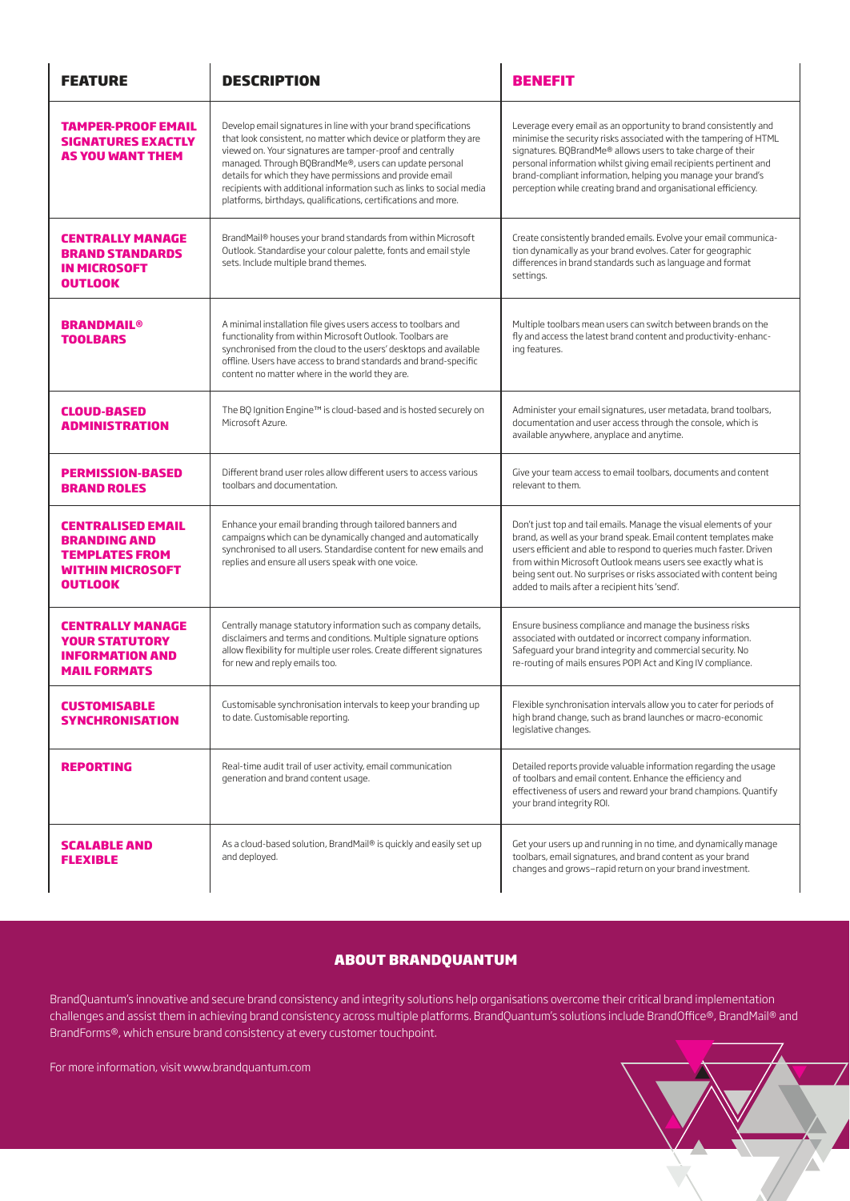| FEATURE | DESCRIPTION | BENEFIT |
|---|---|---|
| **TAMPER-PROOF EMAIL SIGNATURES EXACTLY AS YOU WANT THEM** | Develop email signatures in line with your brand specifications that look consistent, no matter which device or platform they are viewed on. Your signatures are tamper-proof and centrally managed. Through BQBrandMe®, users can update personal details for which they have permissions and provide email recipients with additional information such as links to social media platforms, birthdays, qualifications, certifications and more. | Leverage every email as an opportunity to brand consistently and minimise the security risks associated with the tampering of HTML signatures. BQBrandMe® allows users to take charge of their personal information whilst giving email recipients pertinent and brand-compliant information, helping you manage your brand's perception while creating brand and organisational efficiency. |
| **CENTRALLY MANAGE BRAND STANDARDS IN MICROSOFT OUTLOOK** | BrandMail® houses your brand standards from within Microsoft Outlook. Standardise your colour palette, fonts and email style sets. Include multiple brand themes. | Create consistently branded emails. Evolve your email communication dynamically as your brand evolves. Cater for geographic differences in brand standards such as language and format settings. |
| **BRANDMAIL® TOOLBARS** | A minimal installation file gives users access to toolbars and functionality from within Microsoft Outlook. Toolbars are synchronised from the cloud to the users' desktops and available offline. Users have access to brand standards and brand-specific content no matter where in the world they are. | Multiple toolbars mean users can switch between brands on the fly and access the latest brand content and productivity-enhancing features. |
| **CLOUD-BASED ADMINISTRATION** | The BQ Ignition Engine™ is cloud-based and is hosted securely on Microsoft Azure. | Administer your email signatures, user metadata, brand toolbars, documentation and user access through the console, which is available anywhere, anyplace and anytime. |
| **PERMISSION-BASED BRAND ROLES** | Different brand user roles allow different users to access various toolbars and documentation. | Give your team access to email toolbars, documents and content relevant to them. |
| **CENTRALISED EMAIL BRANDING AND TEMPLATES FROM WITHIN MICROSOFT OUTLOOK** | Enhance your email branding through tailored banners and campaigns which can be dynamically changed and automatically synchronised to all users. Standardise content for new emails and replies and ensure all users speak with one voice. | Don't just top and tail emails. Manage the visual elements of your brand, as well as your brand speak. Email content templates make users efficient and able to respond to queries much faster. Driven from within Microsoft Outlook means users see exactly what is being sent out. No surprises or risks associated with content being added to mails after a recipient hits 'send'. |
| **CENTRALLY MANAGE YOUR STATUTORY INFORMATION AND MAIL FORMATS** | Centrally manage statutory information such as company details, disclaimers and terms and conditions. Multiple signature options allow flexibility for multiple user roles. Create different signatures for new and reply emails too. | Ensure business compliance and manage the business risks associated with outdated or incorrect company information. Safeguard your brand integrity and commercial security. No re-routing of mails ensures POPI Act and King IV compliance. |
| **CUSTOMISABLE SYNCHRONISATION** | Customisable synchronisation intervals to keep your branding up to date. Customisable reporting. | Flexible synchronisation intervals allow you to cater for periods of high brand change, such as brand launches or macro-economic legislative changes. |
| **REPORTING** | Real-time audit trail of user activity, email communication generation and brand content usage. | Detailed reports provide valuable information regarding the usage of toolbars and email content. Enhance the efficiency and effectiveness of users and reward your brand champions. Quantify your brand integrity ROI. |
| **SCALABLE AND FLEXIBLE** | As a cloud-based solution, BrandMail® is quickly and easily set up and deployed. | Get your users up and running in no time, and dynamically manage toolbars, email signatures, and brand content as your brand changes and grows–rapid return on your brand investment. |

## ABOUT BRANDQUANTUM

BrandQuantum's innovative and secure brand consistency and integrity solutions help organisations overcome their critical brand implementation challenges and assist them in achieving brand consistency across multiple platforms. BrandQuantum's solutions include BrandOffice®, BrandMail® and BrandForms®, which ensure brand consistency at every customer touchpoint.

For more information, visit www.brandquantum.com